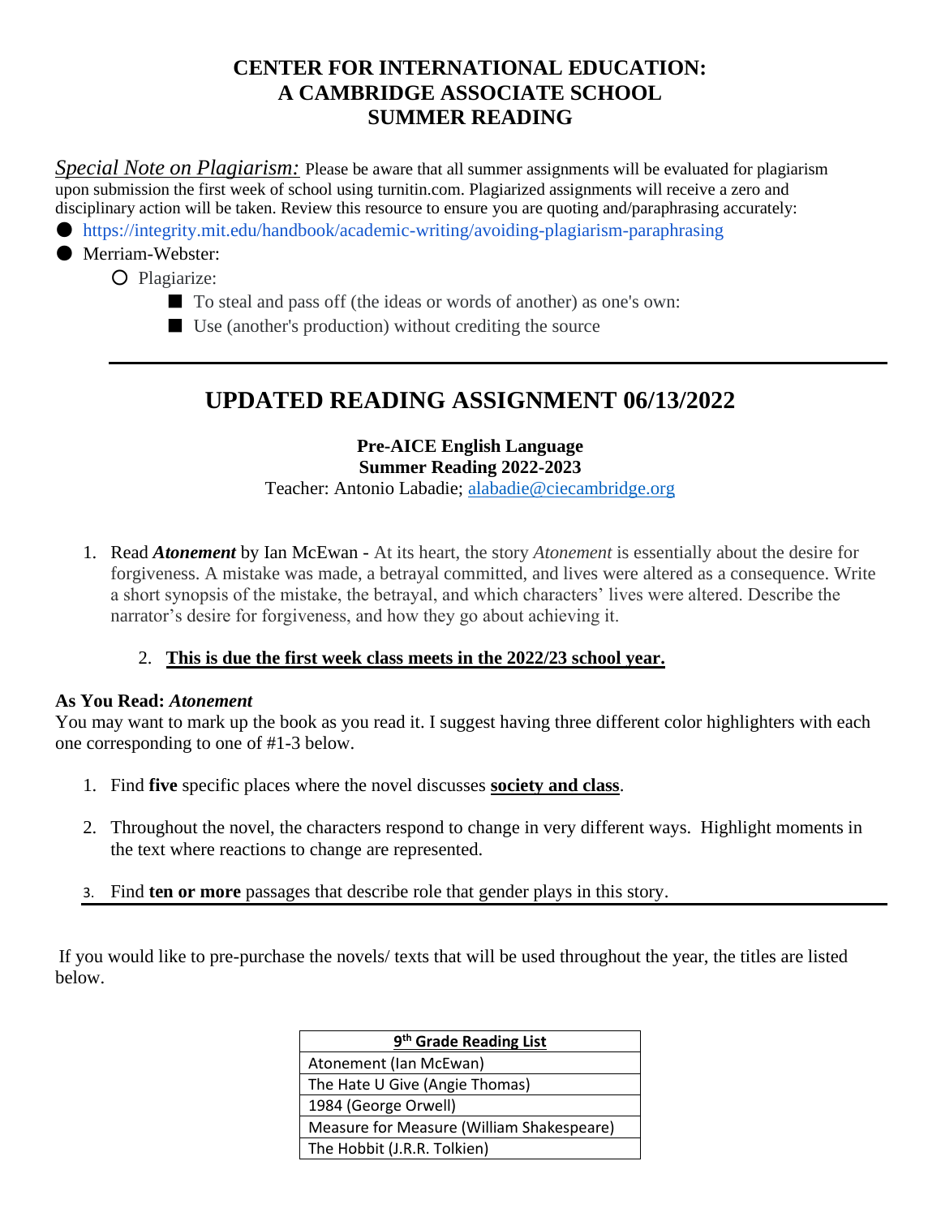# CENTER FOR INTERNATIONAL EDUCATION: A CAMBRIDGE ASSOCIATE SCHOOL SUMMER READING

*Special Note on Plagiarism:* Please be aware that all summer assignments will be evaluated for plagiarism upon submission the first week of school using turnitin.com. Plagiarized assignments will receive a zero and disciplinary action will be taken. Review this resource to ensure you are quoting and/or paraphrasing accurately:

- https://integrity.mit.edu/handbook/academic-writing/avoiding-plagiarism-paraphrasing
- Merriam-Webster:
    - Plagiarize:
        - To steal and pass off (the ideas or words of another) as one's own:
        - Use (another's production) without crediting the source

---

## UPDATED READING ASSIGNMENT 06/13/2022

**Pre-AICE English Language**
**Summer Reading 2022-2023**
Teacher: Antonio Labadie; alabadie@ciecambridge.org

1. Read ***Atonement*** by Ian McEwan - At its heart, the story *Atonement* is essentially about the desire for forgiveness. A mistake was made, a betrayal committed, and lives were altered as a consequence. Write a short synopsis of the mistake, the betrayal, and which characters' lives were altered. Describe the narrator's desire for forgiveness, and how they go about achieving it.

2. **This is due the first week class meets in the 2022/23 school year.**

**As You Read: *Atonement***
You may want to mark up the book as you read it. I suggest having three different color highlighters with each one corresponding to one of #1-3 below.

1. Find **five** specific places where the novel discusses **society and class**.
2. Throughout the novel, the characters respond to change in very different ways. Highlight moments in the text where reactions to change are represented.
3. Find **ten or more** passages that describe role that gender plays in this story.

---

If you would like to pre-purchase the novels/ texts that will be used throughout the year, the titles are listed below.

| 9th Grade Reading List |
|---|
| Atonement (Ian McEwan) |
| The Hate U Give (Angie Thomas) |
| 1984 (George Orwell) |
| Measure for Measure (William Shakespeare) |
| The Hobbit (J.R.R. Tolkien) |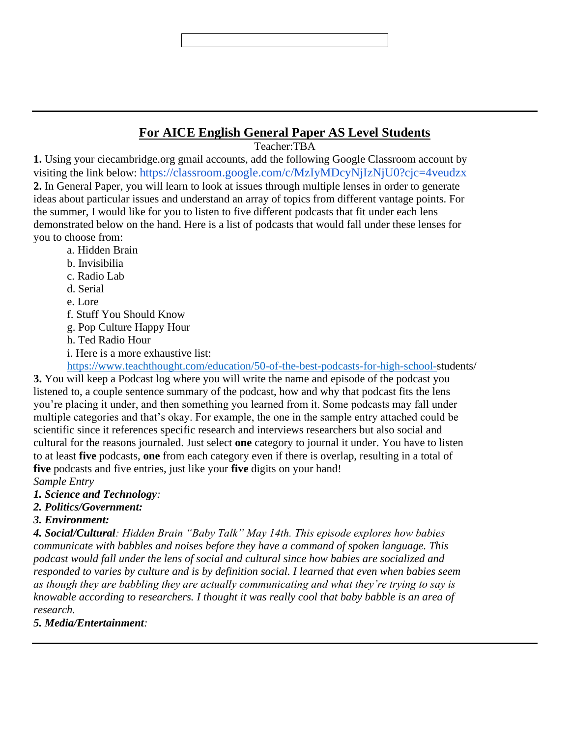## For AICE English General Paper AS Level Students

Teacher:TBA

**1.** Using your ciecambridge.org gmail accounts, add the following Google Classroom account by visiting the link below: https://classroom.google.com/c/MzIyMDcyNjIzNjU0?cjc=4veudzx

**2.** In General Paper, you will learn to look at issues through multiple lenses in order to generate ideas about particular issues and understand an array of topics from different vantage points. For the summer, I would like for you to listen to five different podcasts that fit under each lens demonstrated below on the hand. Here is a list of podcasts that would fall under these lenses for you to choose from:

a. Hidden Brain
b. Invisibilia
c. Radio Lab
d. Serial
e. Lore
f. Stuff You Should Know
g. Pop Culture Happy Hour
h. Ted Radio Hour
i. Here is a more exhaustive list: https://www.teachthought.com/education/50-of-the-best-podcasts-for-high-school-students/

**3.** You will keep a Podcast log where you will write the name and episode of the podcast you listened to, a couple sentence summary of the podcast, how and why that podcast fits the lens you're placing it under, and then something you learned from it. Some podcasts may fall under multiple categories and that's okay. For example, the one in the sample entry attached could be scientific since it references specific research and interviews researchers but also social and cultural for the reasons journaled. Just select **one** category to journal it under. You have to listen to at least **five** podcasts, **one** from each category even if there is overlap, resulting in a total of **five** podcasts and five entries, just like your **five** digits on your hand!

*Sample Entry*

***1. Science and Technology**:*

***2. Politics/Government:***

***3. Environment:***

***4. Social/Cultural**: Hidden Brain "Baby Talk" May 14th. This episode explores how babies communicate with babbles and noises before they have a command of spoken language. This podcast would fall under the lens of social and cultural since how babies are socialized and responded to varies by culture and is by definition social. I learned that even when babies seem as though they are babbling they are actually communicating and what they're trying to say is knowable according to researchers. I thought it was really cool that baby babble is an area of research.*

***5. Media/Entertainment**:*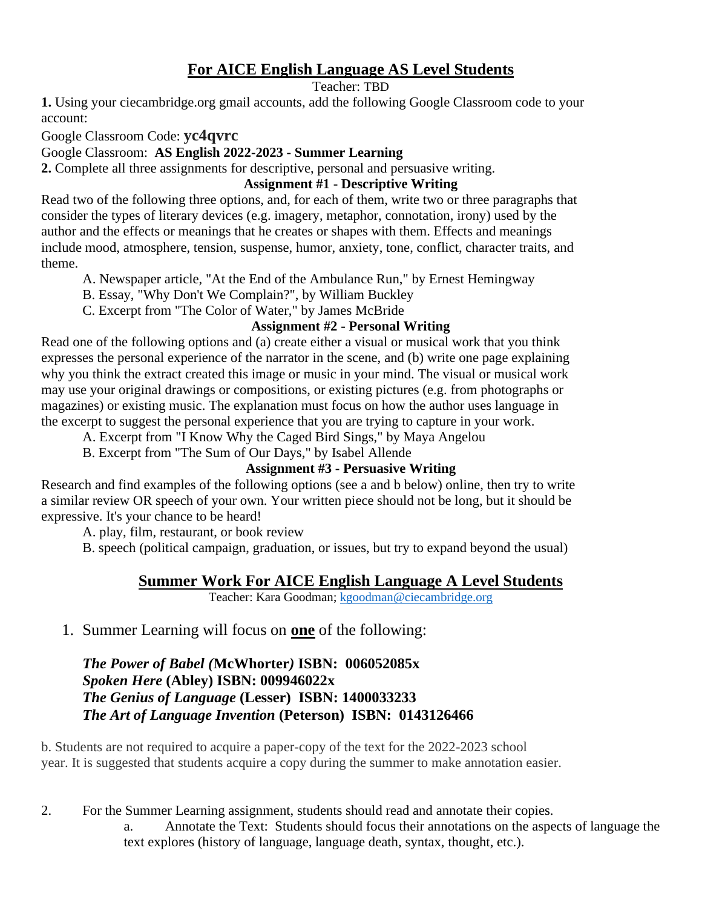## For AICE English Language AS Level Students

Teacher: TBD

**1.** Using your ciecambridge.org gmail accounts, add the following Google Classroom code to your account:

Google Classroom Code: **yc4qvrc**

Google Classroom: **AS English 2022-2023 - Summer Learning**

**2.** Complete all three assignments for descriptive, personal and persuasive writing.

**Assignment #1 - Descriptive Writing**

Read two of the following three options, and, for each of them, write two or three paragraphs that consider the types of literary devices (e.g. imagery, metaphor, connotation, irony) used by the author and the effects or meanings that he creates or shapes with them. Effects and meanings include mood, atmosphere, tension, suspense, humor, anxiety, tone, conflict, character traits, and theme.

A. Newspaper article, "At the End of the Ambulance Run," by Ernest Hemingway
B. Essay, "Why Don't We Complain?", by William Buckley
C. Excerpt from "The Color of Water," by James McBride

**Assignment #2 - Personal Writing**

Read one of the following options and (a) create either a visual or musical work that you think expresses the personal experience of the narrator in the scene, and (b) write one page explaining why you think the extract created this image or music in your mind. The visual or musical work may use your original drawings or compositions, or existing pictures (e.g. from photographs or magazines) or existing music. The explanation must focus on how the author uses language in the excerpt to suggest the personal experience that you are trying to capture in your work.

A. Excerpt from "I Know Why the Caged Bird Sings," by Maya Angelou
B. Excerpt from "The Sum of Our Days," by Isabel Allende

**Assignment #3 - Persuasive Writing**

Research and find examples of the following options (see a and b below) online, then try to write a similar review OR speech of your own. Your written piece should not be long, but it should be expressive. It's your chance to be heard!

A. play, film, restaurant, or book review
B. speech (political campaign, graduation, or issues, but try to expand beyond the usual)

## Summer Work For AICE English Language A Level Students

Teacher: Kara Goodman; kgoodman@ciecambridge.org

1. Summer Learning will focus on **one** of the following:

   ***The Power of Babel (*McWhorter*)* ISBN: 006052085x**
   ***Spoken Here* (Abley) ISBN: 009946022x**
   ***The Genius of Language* (Lesser) ISBN: 1400033233**
   ***The Art of Language Invention* (Peterson) ISBN: 0143126466**

b. Students are not required to acquire a paper-copy of the text for the 2022-2023 school year. It is suggested that students acquire a copy during the summer to make annotation easier.

2. For the Summer Learning assignment, students should read and annotate their copies.
   a. Annotate the Text: Students should focus their annotations on the aspects of language the text explores (history of language, language death, syntax, thought, etc.).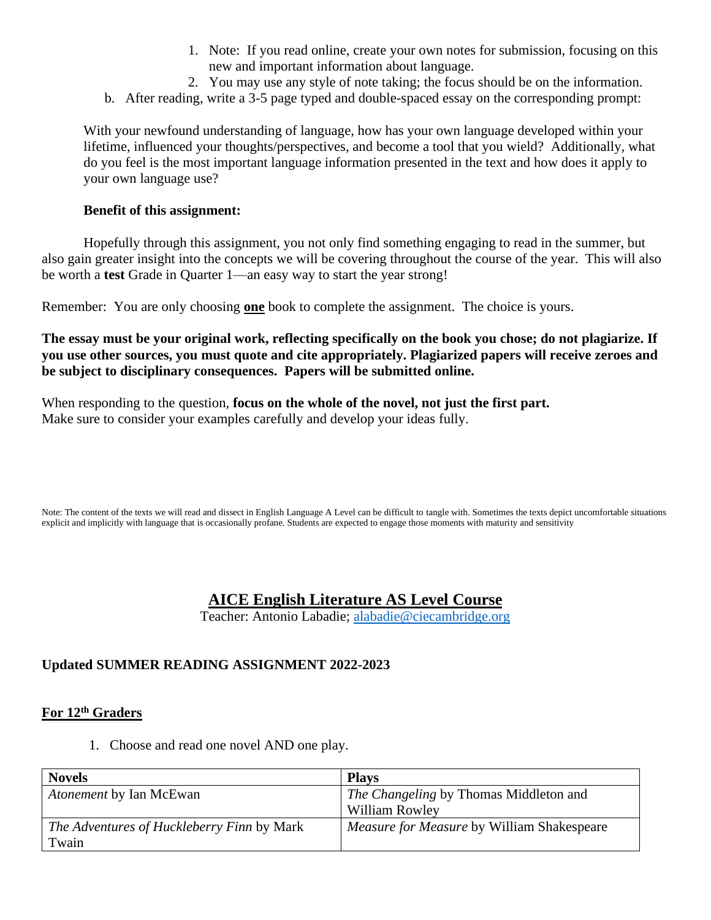1. Note: If you read online, create your own notes for submission, focusing on this new and important information about language.
   2. You may use any style of note taking; the focus should be on the information.

b. After reading, write a 3-5 page typed and double-spaced essay on the corresponding prompt:

With your newfound understanding of language, how has your own language developed within your lifetime, influenced your thoughts/perspectives, and become a tool that you wield? Additionally, what do you feel is the most important language information presented in the text and how does it apply to your own language use?

**Benefit of this assignment:**

Hopefully through this assignment, you not only find something engaging to read in the summer, but also gain greater insight into the concepts we will be covering throughout the course of the year. This will also be worth a **test** Grade in Quarter 1—an easy way to start the year strong!

Remember: You are only choosing **one** book to complete the assignment. The choice is yours.

**The essay must be your original work, reflecting specifically on the book you chose; do not plagiarize. If you use other sources, you must quote and cite appropriately. Plagiarized papers will receive zeroes and be subject to disciplinary consequences. Papers will be submitted online.**

When responding to the question, **focus on the whole of the novel, not just the first part.**
Make sure to consider your examples carefully and develop your ideas fully.

Note: The content of the texts we will read and dissect in English Language A Level can be difficult to tangle with. Sometimes the texts depict uncomfortable situations explicit and implicitly with language that is occasionally profane. Students are expected to engage those moments with maturity and sensitivity

## AICE English Literature AS Level Course

Teacher: Antonio Labadie; alabadie@ciecambridge.org

### Updated SUMMER READING ASSIGNMENT 2022-2023

### For 12th Graders

1. Choose and read one novel AND one play.

| Novels | Plays |
|---|---|
| *Atonement* by Ian McEwan | *The Changeling* by Thomas Middleton and William Rowley |
| *The Adventures of Huckleberry Finn* by Mark Twain | *Measure for Measure* by William Shakespeare |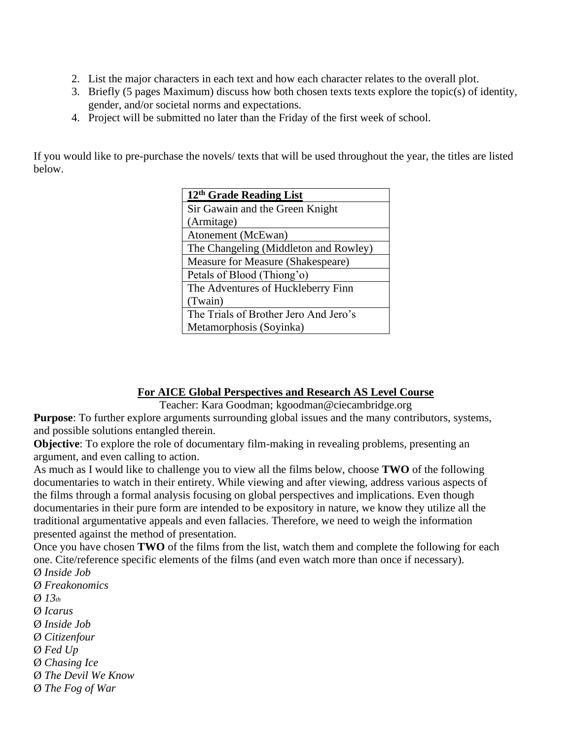2. List the major characters in each text and how each character relates to the overall plot.
3. Briefly (5 pages Maximum) discuss how both chosen texts texts explore the topic(s) of identity, gender, and/or societal norms and expectations.
4. Project will be submitted no later than the Friday of the first week of school.

If you would like to pre-purchase the novels/ texts that will be used throughout the year, the titles are listed below.

| **12th Grade Reading List** |
| --- |
| Sir Gawain and the Green Knight (Armitage) |
| Atonement (McEwan) |
| The Changeling (Middleton and Rowley) |
| Measure for Measure (Shakespeare) |
| Petals of Blood (Thiong'o) |
| The Adventures of Huckleberry Finn (Twain) |
| The Trials of Brother Jero And Jero's Metamorphosis (Soyinka) |

## For AICE Global Perspectives and Research AS Level Course

Teacher: Kara Goodman; kgoodman@ciecambridge.org

**Purpose**: To further explore arguments surrounding global issues and the many contributors, systems, and possible solutions entangled therein.

**Objective**: To explore the role of documentary film-making in revealing problems, presenting an argument, and even calling to action.

As much as I would like to challenge you to view all the films below, choose **TWO** of the following documentaries to watch in their entirety. While viewing and after viewing, address various aspects of the films through a formal analysis focusing on global perspectives and implications. Even though documentaries in their pure form are intended to be expository in nature, we know they utilize all the traditional argumentative appeals and even fallacies. Therefore, we need to weigh the information presented against the method of presentation.

Once you have chosen **TWO** of the films from the list, watch them and complete the following for each one. Cite/reference specific elements of the films (and even watch more than once if necessary).

- *Inside Job*
- *Freakonomics*
- *13th*
- *Icarus*
- *Inside Job*
- *Citizenfour*
- *Fed Up*
- *Chasing Ice*
- *The Devil We Know*
- *The Fog of War*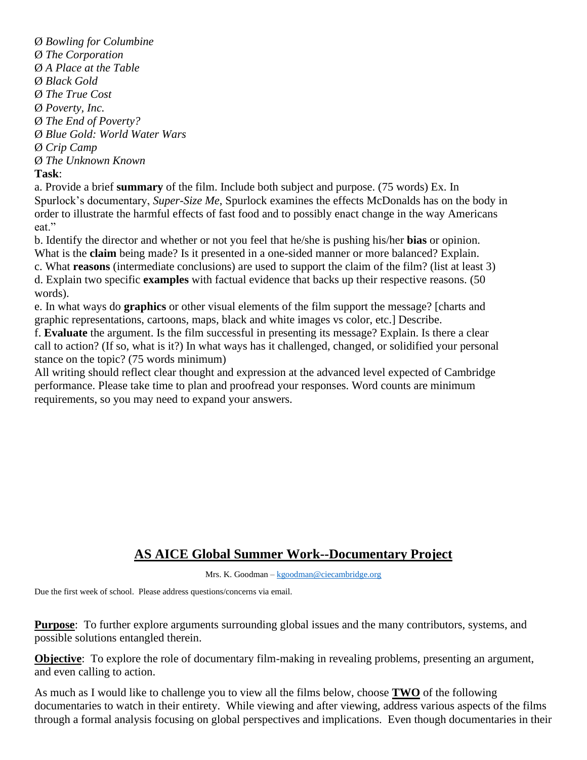Ø *Bowling for Columbine*
Ø *The Corporation*
Ø *A Place at the Table*
Ø *Black Gold*
Ø *The True Cost*
Ø *Poverty, Inc.*
Ø *The End of Poverty?*
Ø *Blue Gold: World Water Wars*
Ø *Crip Camp*
Ø *The Unknown Known*

**Task**:

a. Provide a brief **summary** of the film. Include both subject and purpose. (75 words) Ex. In Spurlock's documentary, *Super-Size Me*, Spurlock examines the effects McDonalds has on the body in order to illustrate the harmful effects of fast food and to possibly enact change in the way Americans eat."

b. Identify the director and whether or not you feel that he/she is pushing his/her **bias** or opinion. What is the **claim** being made? Is it presented in a one-sided manner or more balanced? Explain.

c. What **reasons** (intermediate conclusions) are used to support the claim of the film? (list at least 3)

d. Explain two specific **examples** with factual evidence that backs up their respective reasons. (50 words).

e. In what ways do **graphics** or other visual elements of the film support the message? [charts and graphic representations, cartoons, maps, black and white images vs color, etc.] Describe.

f. **Evaluate** the argument. Is the film successful in presenting its message? Explain. Is there a clear call to action? (If so, what is it?) In what ways has it challenged, changed, or solidified your personal stance on the topic? (75 words minimum)

All writing should reflect clear thought and expression at the advanced level expected of Cambridge performance. Please take time to plan and proofread your responses. Word counts are minimum requirements, so you may need to expand your answers.

## AS AICE Global Summer Work--Documentary Project

Mrs. K. Goodman – kgoodman@ciecambridge.org

Due the first week of school. Please address questions/concerns via email.

**Purpose**: To further explore arguments surrounding global issues and the many contributors, systems, and possible solutions entangled therein.

**Objective**: To explore the role of documentary film-making in revealing problems, presenting an argument, and even calling to action.

As much as I would like to challenge you to view all the films below, choose **TWO** of the following documentaries to watch in their entirety. While viewing and after viewing, address various aspects of the films through a formal analysis focusing on global perspectives and implications. Even though documentaries in their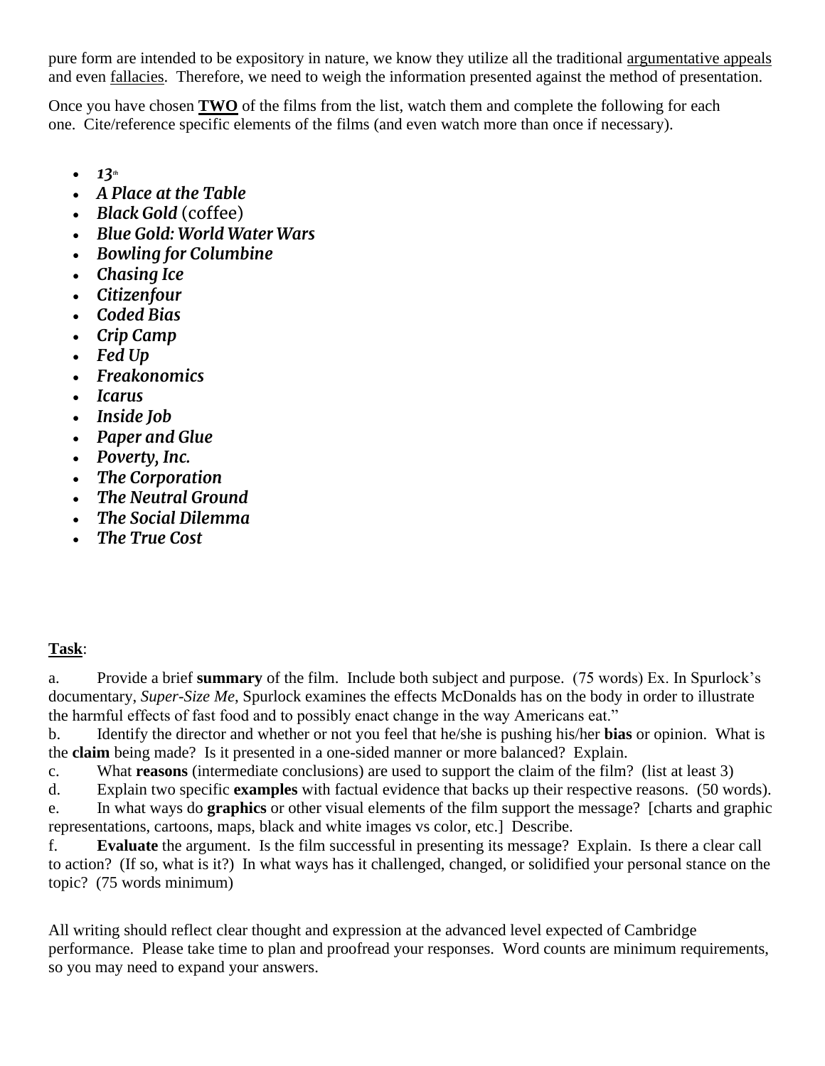pure form are intended to be expository in nature, we know they utilize all the traditional argumentative appeals and even fallacies. Therefore, we need to weigh the information presented against the method of presentation.

Once you have chosen **TWO** of the films from the list, watch them and complete the following for each one. Cite/reference specific elements of the films (and even watch more than once if necessary).

- ***13th***
- ***A Place at the Table***
- ***Black Gold*** (coffee)
- ***Blue Gold: World Water Wars***
- ***Bowling for Columbine***
- ***Chasing Ice***
- ***Citizenfour***
- ***Coded Bias***
- ***Crip Camp***
- ***Fed Up***
- ***Freakonomics***
- ***Icarus***
- ***Inside Job***
- ***Paper and Glue***
- ***Poverty, Inc.***
- ***The Corporation***
- ***The Neutral Ground***
- ***The Social Dilemma***
- ***The True Cost***

**Task**:

a. Provide a brief **summary** of the film. Include both subject and purpose. (75 words) Ex. In Spurlock's documentary, *Super-Size Me*, Spurlock examines the effects McDonalds has on the body in order to illustrate the harmful effects of fast food and to possibly enact change in the way Americans eat."

b. Identify the director and whether or not you feel that he/she is pushing his/her **bias** or opinion. What is the **claim** being made? Is it presented in a one-sided manner or more balanced? Explain.

c. What **reasons** (intermediate conclusions) are used to support the claim of the film? (list at least 3)

d. Explain two specific **examples** with factual evidence that backs up their respective reasons. (50 words).

e. In what ways do **graphics** or other visual elements of the film support the message? [charts and graphic representations, cartoons, maps, black and white images vs color, etc.] Describe.

f. **Evaluate** the argument. Is the film successful in presenting its message? Explain. Is there a clear call to action? (If so, what is it?) In what ways has it challenged, changed, or solidified your personal stance on the topic? (75 words minimum)

All writing should reflect clear thought and expression at the advanced level expected of Cambridge performance. Please take time to plan and proofread your responses. Word counts are minimum requirements, so you may need to expand your answers.